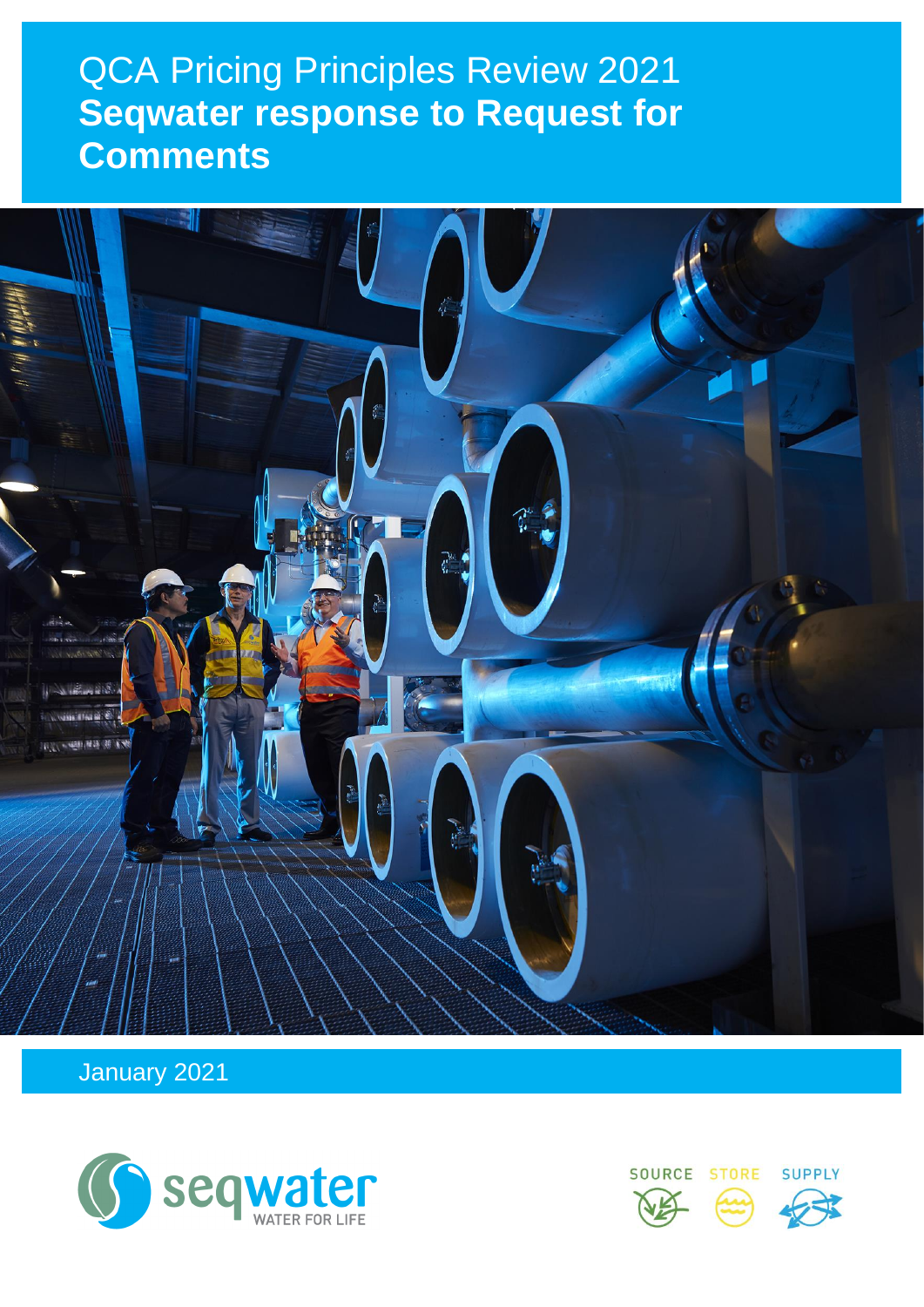# QCA Pricing Principles Review 2021

# Seqwater response to Request for Comments

January 2021

SOURCE STORE SUPPLY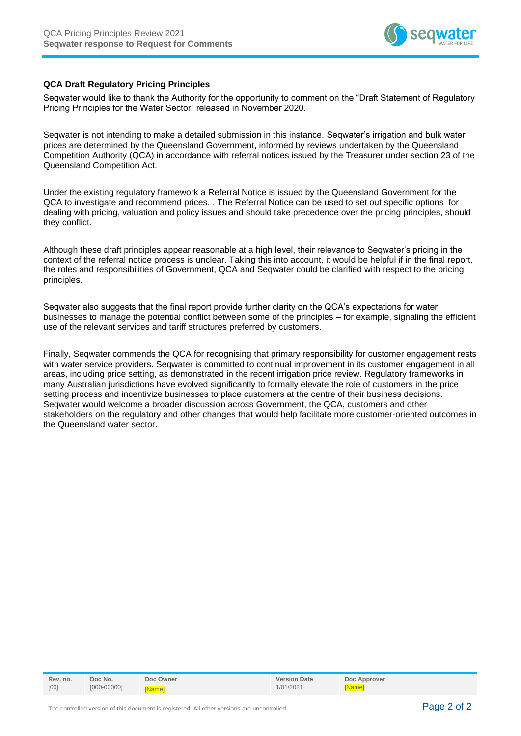### QCA Draft Regulatory Pricing Principles

Seqwater would like to thank the Authority for the opportunity to comment on the "Draft Statement of Regulatory Pricing Principles for the Water Sector" released in November 2020.

Seqwater is not intending to make a detailed submission in this instance. Seqwater's irrigation and bulk water prices are determined by the Queensland Government, informed by reviews undertaken by the Queensland Competition Authority (QCA) in accordance with referral notices issued by the Treasurer under section 23 of the Queensland Competition Act.

Under the existing regulatory framework a Referral Notice is issued by the Queensland Government for the QCA to investigate and recommend prices. . The Referral Notice can be used to set out specific options for dealing with pricing, valuation and policy issues and should take precedence over the pricing principles, should they conflict.

Although these draft principles appear reasonable at a high level, their relevance to Seqwater's pricing in the context of the referral notice process is unclear. Taking this into account, it would be helpful if in the final report, the roles and responsibilities of Government, QCA and Seqwater could be clarified with respect to the pricing principles.

Seqwater also suggests that the final report provide further clarity on the QCA's expectations for water businesses to manage the potential conflict between some of the principles – for example, signaling the efficient use of the relevant services and tariff structures preferred by customers.

Finally, Seqwater commends the QCA for recognising that primary responsibility for customer engagement rests with water service providers. Seqwater is committed to continual improvement in its customer engagement in all areas, including price setting, as demonstrated in the recent irrigation price review. Regulatory frameworks in many Australian jurisdictions have evolved significantly to formally elevate the role of customers in the price setting process and incentivize businesses to place customers at the centre of their business decisions. Seqwater would welcome a broader discussion across Government, the QCA, customers and other stakeholders on the regulatory and other changes that would help facilitate more customer-oriented outcomes in the Queensland water sector.